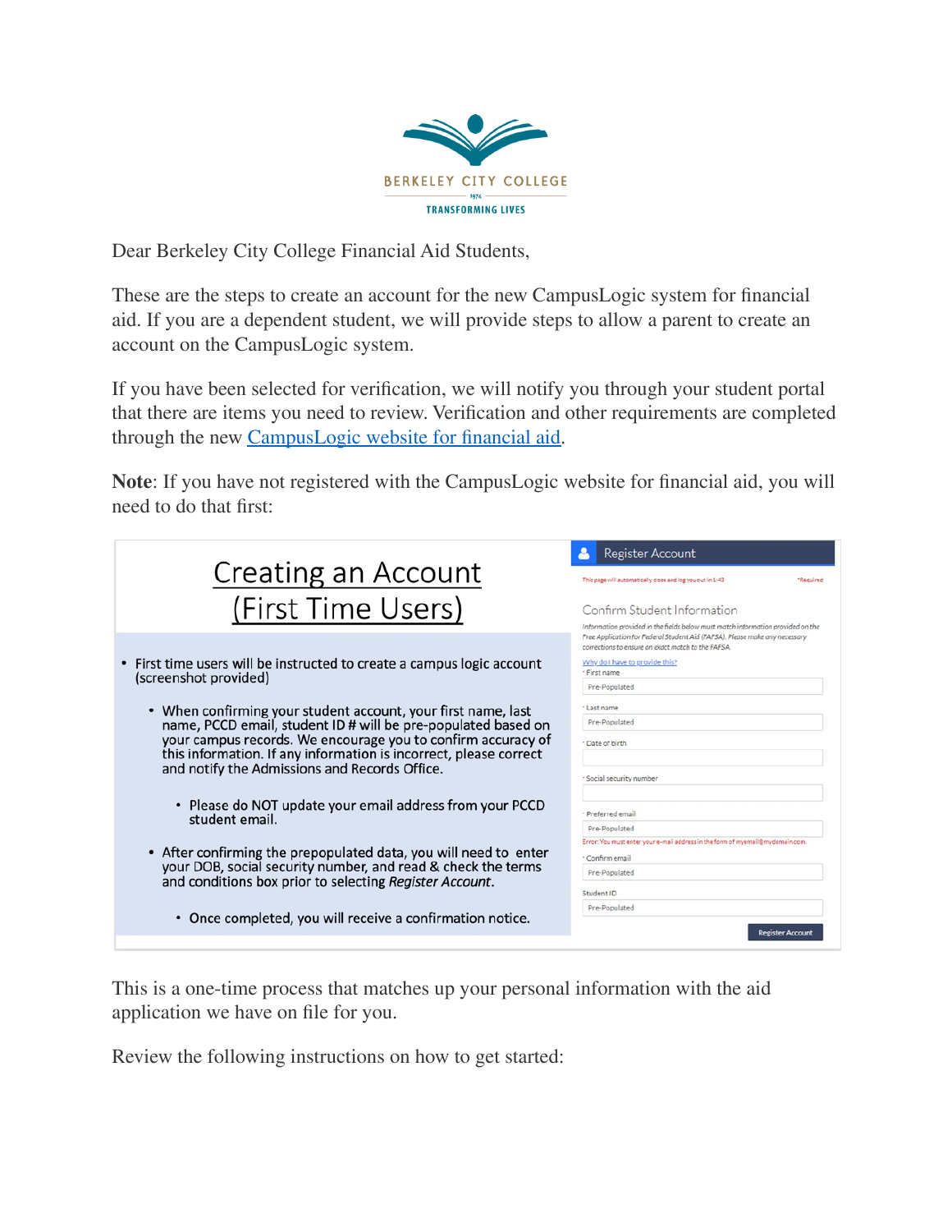BERKELEY CITY COLLEGE

1974

TRANSFORMING LIVES

Dear Berkeley City College Financial Aid Students,

These are the steps to create an account for the new CampusLogic system for financial aid. If you are a dependent student, we will provide steps to allow a parent to create an account on the CampusLogic system.

If you have been selected for verification, we will notify you through your student portal that there are items you need to review. Verification and other requirements are completed through the new [CampusLogic website for financial aid](#).

**Note**: If you have not registered with the CampusLogic website for financial aid, you will need to do that first:

## Creating an Account (First Time Users)

- First time users will be instructed to create a campus logic account (screenshot provided)
  - When confirming your student account, your first name, last name, PCCD email, student ID # will be pre-populated based on your campus records. We encourage you to confirm accuracy of this information. If any information is incorrect, please correct and notify the Admissions and Records Office.
    - Please do NOT update your email address from your PCCD student email.
  - After confirming the prepopulated data, you will need to enter your DOB, social security number, and read & check the terms and conditions box prior to selecting *Register Account*.
    - Once completed, you will receive a confirmation notice.

**Register Account**

This page will automatically close and log you out in 1:43 — *Required

Confirm Student Information

*Information provided in the fields below must match information provided on the Free Application for Federal Student Aid (FAFSA). Please make any necessary corrections to ensure an exact match to the FAFSA.*

Why do I have to provide this?

- First name: Pre-Populated
- Last name: Pre-Populated
- Date of birth:
- Social security number:
- Preferred email: Pre-Populated

Error: You must enter your e-mail address in the form of myemail@mydomain.com.

- Confirm email: Pre-Populated

Student ID: Pre-Populated

Register Account

This is a one-time process that matches up your personal information with the aid application we have on file for you.

Review the following instructions on how to get started: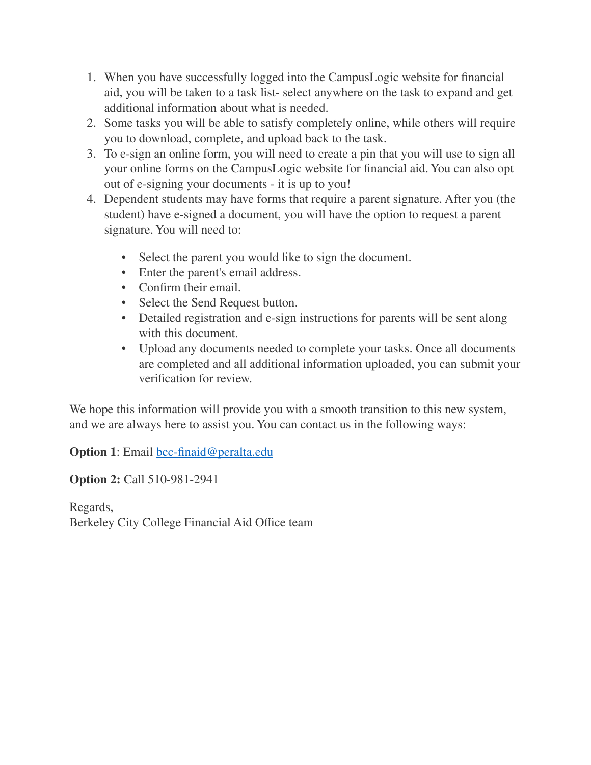1. When you have successfully logged into the CampusLogic website for financial aid, you will be taken to a task list- select anywhere on the task to expand and get additional information about what is needed.
2. Some tasks you will be able to satisfy completely online, while others will require you to download, complete, and upload back to the task.
3. To e-sign an online form, you will need to create a pin that you will use to sign all your online forms on the CampusLogic website for financial aid. You can also opt out of e-signing your documents - it is up to you!
4. Dependent students may have forms that require a parent signature. After you (the student) have e-signed a document, you will have the option to request a parent signature. You will need to:

   - Select the parent you would like to sign the document.
   - Enter the parent's email address.
   - Confirm their email.
   - Select the Send Request button.
   - Detailed registration and e-sign instructions for parents will be sent along with this document.
   - Upload any documents needed to complete your tasks. Once all documents are completed and all additional information uploaded, you can submit your verification for review.

We hope this information will provide you with a smooth transition to this new system, and we are always here to assist you. You can contact us in the following ways:

**Option 1**: Email bcc-finaid@peralta.edu

**Option 2:** Call 510-981-2941

Regards,
Berkeley City College Financial Aid Office team